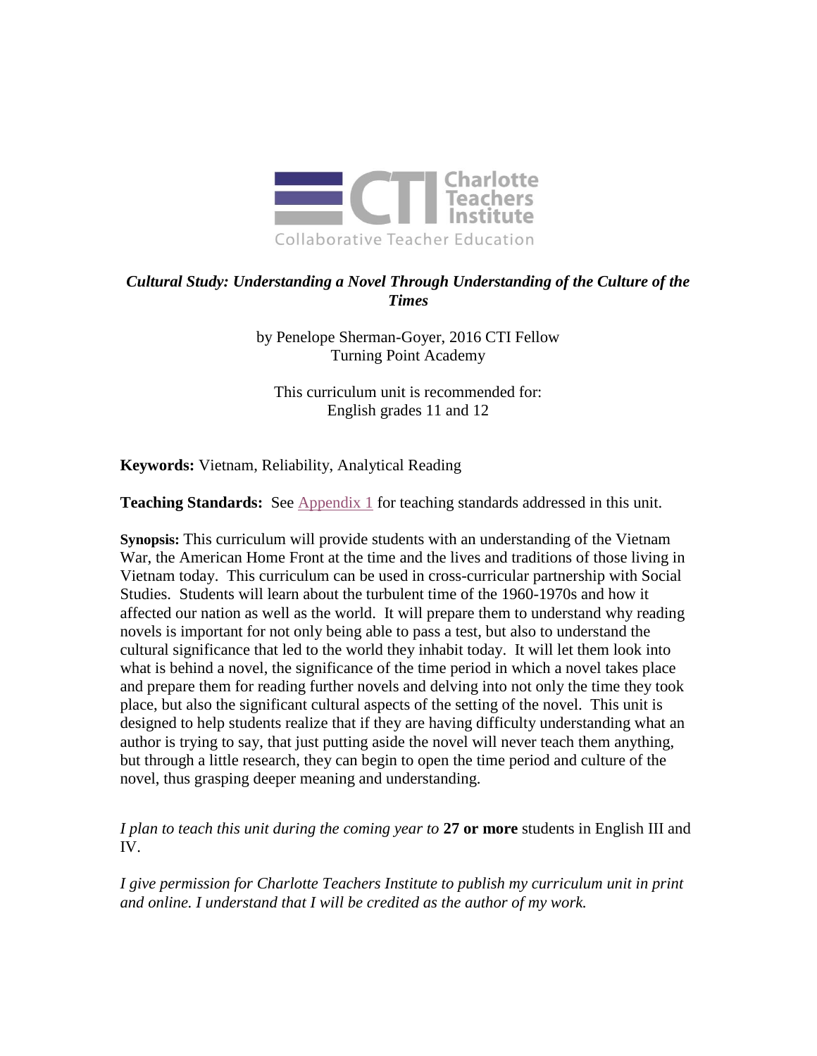# *Cultural Study: Understanding a Novel Through Understanding of the Culture of the Times*

by Penelope Sherman-Goyer, 2016 CTI Fellow
Turning Point Academy

This curriculum unit is recommended for:
English grades 11 and 12

**Keywords:** Vietnam, Reliability, Analytical Reading

**Teaching Standards:** See Appendix 1 for teaching standards addressed in this unit.

**Synopsis:** This curriculum will provide students with an understanding of the Vietnam War, the American Home Front at the time and the lives and traditions of those living in Vietnam today. This curriculum can be used in cross-curricular partnership with Social Studies. Students will learn about the turbulent time of the 1960-1970s and how it affected our nation as well as the world. It will prepare them to understand why reading novels is important for not only being able to pass a test, but also to understand the cultural significance that led to the world they inhabit today. It will let them look into what is behind a novel, the significance of the time period in which a novel takes place and prepare them for reading further novels and delving into not only the time they took place, but also the significant cultural aspects of the setting of the novel. This unit is designed to help students realize that if they are having difficulty understanding what an author is trying to say, that just putting aside the novel will never teach them anything, but through a little research, they can begin to open the time period and culture of the novel, thus grasping deeper meaning and understanding.

*I plan to teach this unit during the coming year to* **27 or more** students in English III and IV.

*I give permission for Charlotte Teachers Institute to publish my curriculum unit in print and online. I understand that I will be credited as the author of my work.*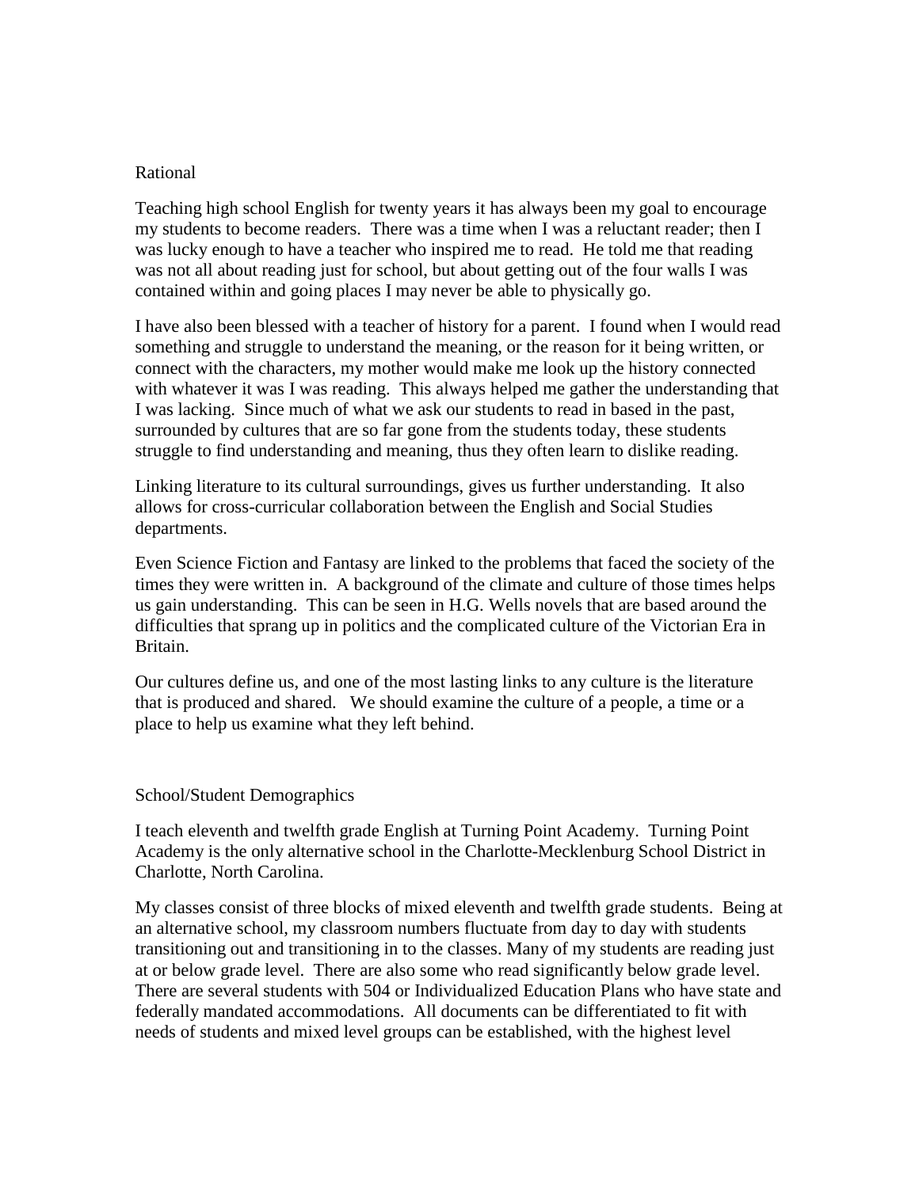## Rational

Teaching high school English for twenty years it has always been my goal to encourage my students to become readers. There was a time when I was a reluctant reader; then I was lucky enough to have a teacher who inspired me to read. He told me that reading was not all about reading just for school, but about getting out of the four walls I was contained within and going places I may never be able to physically go.

I have also been blessed with a teacher of history for a parent. I found when I would read something and struggle to understand the meaning, or the reason for it being written, or connect with the characters, my mother would make me look up the history connected with whatever it was I was reading. This always helped me gather the understanding that I was lacking. Since much of what we ask our students to read in based in the past, surrounded by cultures that are so far gone from the students today, these students struggle to find understanding and meaning, thus they often learn to dislike reading.

Linking literature to its cultural surroundings, gives us further understanding. It also allows for cross-curricular collaboration between the English and Social Studies departments.

Even Science Fiction and Fantasy are linked to the problems that faced the society of the times they were written in. A background of the climate and culture of those times helps us gain understanding. This can be seen in H.G. Wells novels that are based around the difficulties that sprang up in politics and the complicated culture of the Victorian Era in Britain.

Our cultures define us, and one of the most lasting links to any culture is the literature that is produced and shared. We should examine the culture of a people, a time or a place to help us examine what they left behind.

## School/Student Demographics

I teach eleventh and twelfth grade English at Turning Point Academy. Turning Point Academy is the only alternative school in the Charlotte-Mecklenburg School District in Charlotte, North Carolina.

My classes consist of three blocks of mixed eleventh and twelfth grade students. Being at an alternative school, my classroom numbers fluctuate from day to day with students transitioning out and transitioning in to the classes. Many of my students are reading just at or below grade level. There are also some who read significantly below grade level. There are several students with 504 or Individualized Education Plans who have state and federally mandated accommodations. All documents can be differentiated to fit with needs of students and mixed level groups can be established, with the highest level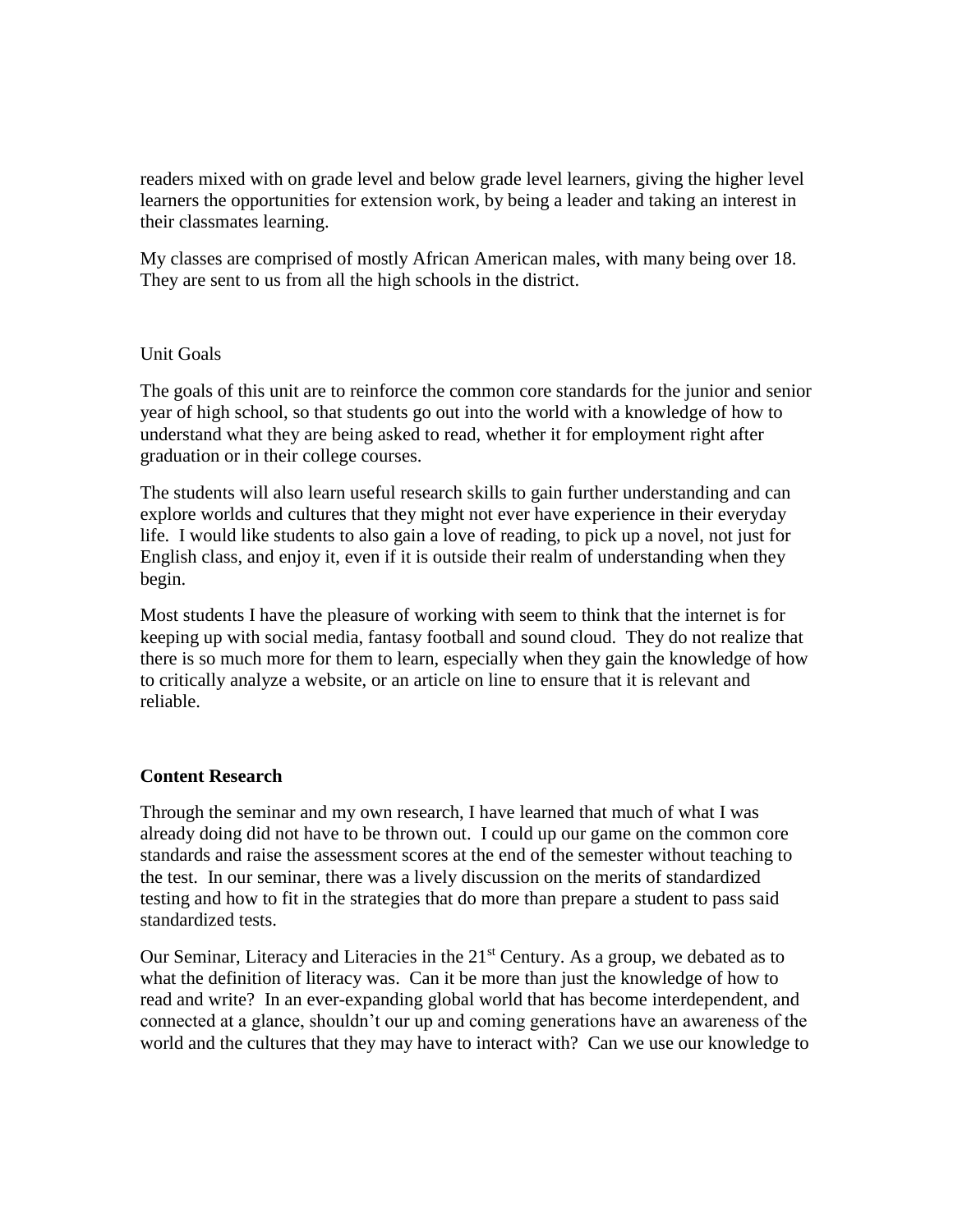readers mixed with on grade level and below grade level learners, giving the higher level learners the opportunities for extension work, by being a leader and taking an interest in their classmates learning.

My classes are comprised of mostly African American males, with many being over 18. They are sent to us from all the high schools in the district.

Unit Goals

The goals of this unit are to reinforce the common core standards for the junior and senior year of high school, so that students go out into the world with a knowledge of how to understand what they are being asked to read, whether it for employment right after graduation or in their college courses.

The students will also learn useful research skills to gain further understanding and can explore worlds and cultures that they might not ever have experience in their everyday life. I would like students to also gain a love of reading, to pick up a novel, not just for English class, and enjoy it, even if it is outside their realm of understanding when they begin.

Most students I have the pleasure of working with seem to think that the internet is for keeping up with social media, fantasy football and sound cloud. They do not realize that there is so much more for them to learn, especially when they gain the knowledge of how to critically analyze a website, or an article on line to ensure that it is relevant and reliable.

**Content Research**

Through the seminar and my own research, I have learned that much of what I was already doing did not have to be thrown out. I could up our game on the common core standards and raise the assessment scores at the end of the semester without teaching to the test. In our seminar, there was a lively discussion on the merits of standardized testing and how to fit in the strategies that do more than prepare a student to pass said standardized tests.

Our Seminar, Literacy and Literacies in the 21st Century. As a group, we debated as to what the definition of literacy was. Can it be more than just the knowledge of how to read and write? In an ever-expanding global world that has become interdependent, and connected at a glance, shouldn't our up and coming generations have an awareness of the world and the cultures that they may have to interact with? Can we use our knowledge to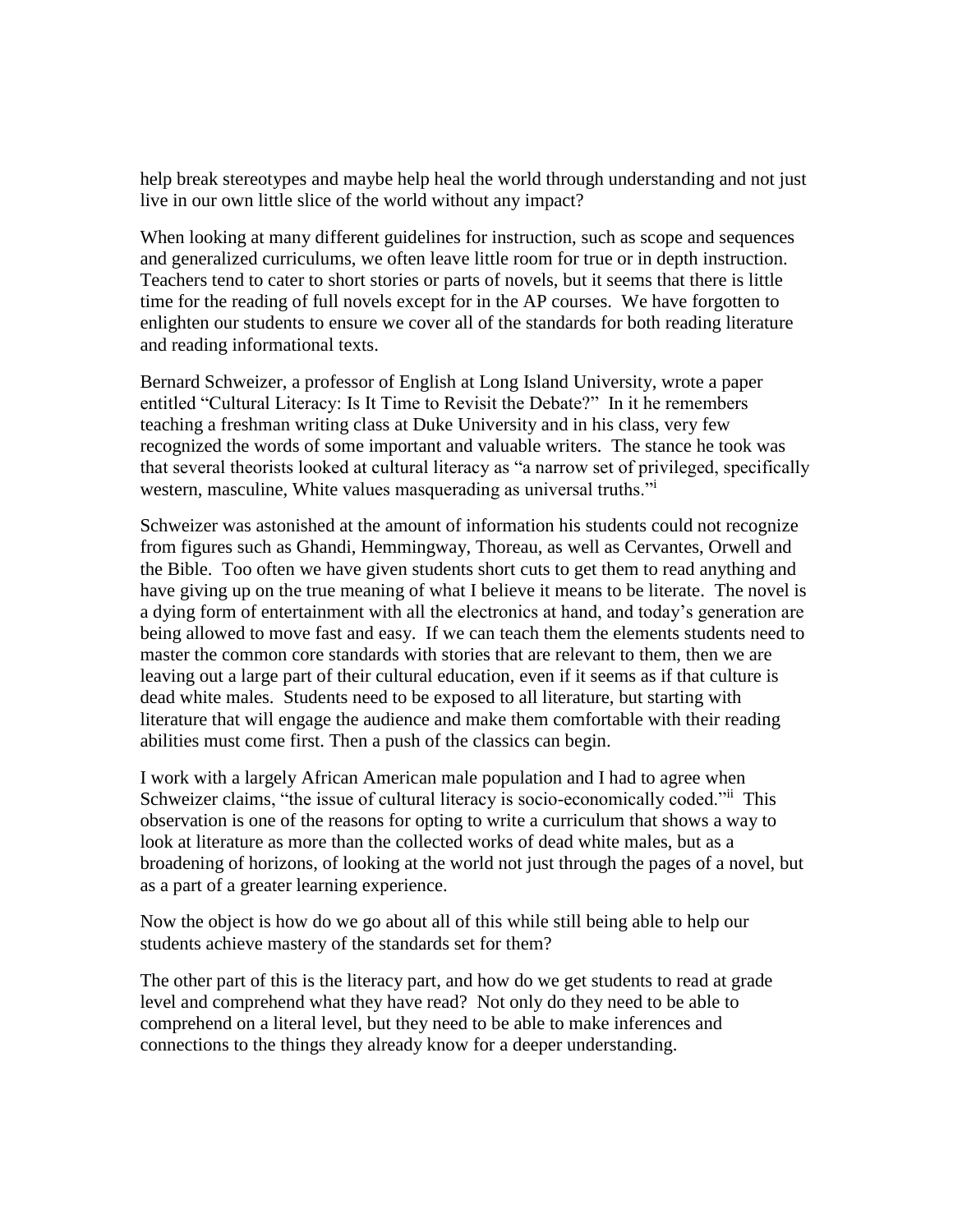help break stereotypes and maybe help heal the world through understanding and not just live in our own little slice of the world without any impact?

When looking at many different guidelines for instruction, such as scope and sequences and generalized curriculums, we often leave little room for true or in depth instruction. Teachers tend to cater to short stories or parts of novels, but it seems that there is little time for the reading of full novels except for in the AP courses. We have forgotten to enlighten our students to ensure we cover all of the standards for both reading literature and reading informational texts.

Bernard Schweizer, a professor of English at Long Island University, wrote a paper entitled "Cultural Literacy: Is It Time to Revisit the Debate?" In it he remembers teaching a freshman writing class at Duke University and in his class, very few recognized the words of some important and valuable writers. The stance he took was that several theorists looked at cultural literacy as "a narrow set of privileged, specifically western, masculine, White values masquerading as universal truths."[i]

Schweizer was astonished at the amount of information his students could not recognize from figures such as Ghandi, Hemmingway, Thoreau, as well as Cervantes, Orwell and the Bible. Too often we have given students short cuts to get them to read anything and have giving up on the true meaning of what I believe it means to be literate. The novel is a dying form of entertainment with all the electronics at hand, and today's generation are being allowed to move fast and easy. If we can teach them the elements students need to master the common core standards with stories that are relevant to them, then we are leaving out a large part of their cultural education, even if it seems as if that culture is dead white males. Students need to be exposed to all literature, but starting with literature that will engage the audience and make them comfortable with their reading abilities must come first. Then a push of the classics can begin.

I work with a largely African American male population and I had to agree when Schweizer claims, "the issue of cultural literacy is socio-economically coded."[ii] This observation is one of the reasons for opting to write a curriculum that shows a way to look at literature as more than the collected works of dead white males, but as a broadening of horizons, of looking at the world not just through the pages of a novel, but as a part of a greater learning experience.

Now the object is how do we go about all of this while still being able to help our students achieve mastery of the standards set for them?

The other part of this is the literacy part, and how do we get students to read at grade level and comprehend what they have read? Not only do they need to be able to comprehend on a literal level, but they need to be able to make inferences and connections to the things they already know for a deeper understanding.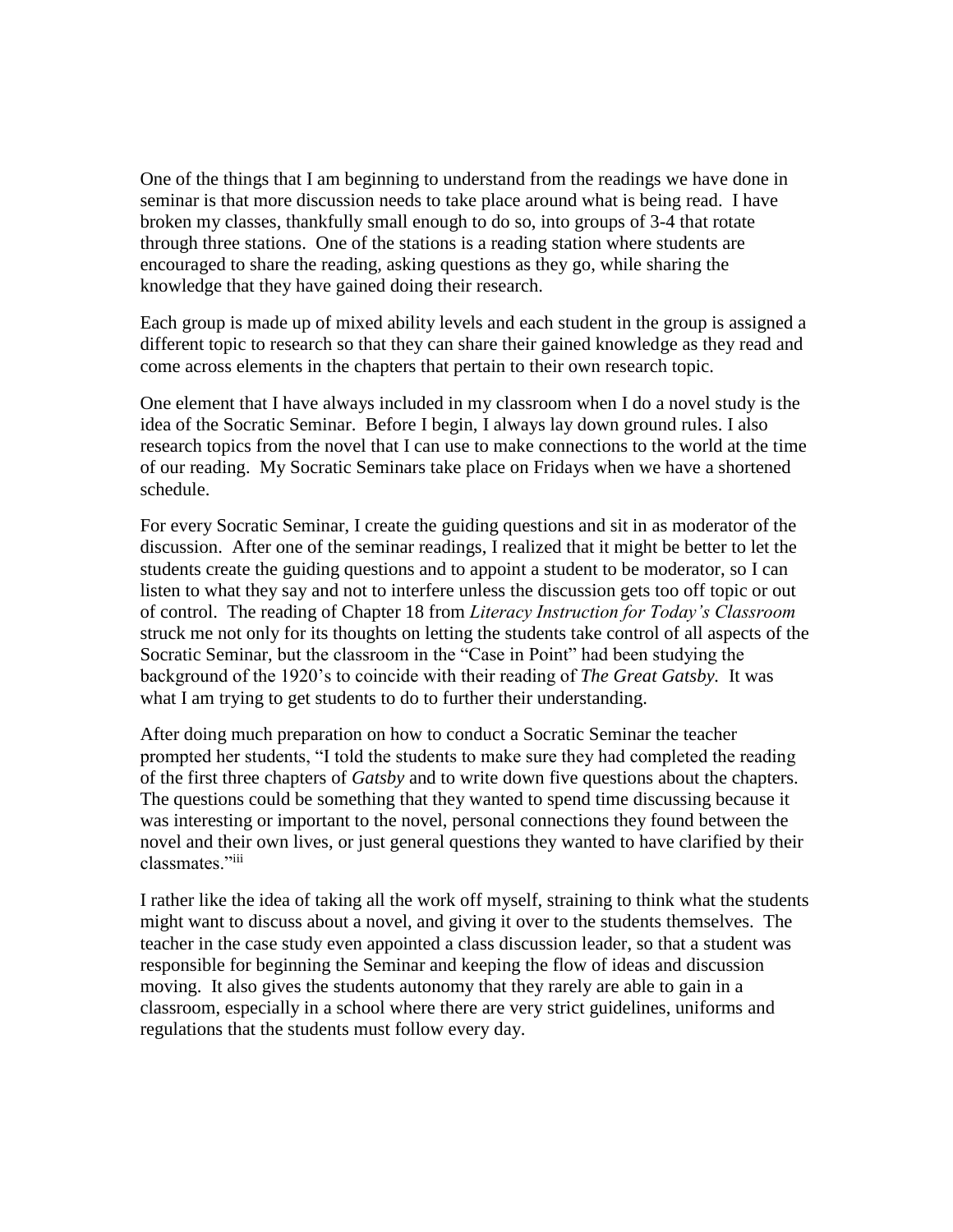One of the things that I am beginning to understand from the readings we have done in seminar is that more discussion needs to take place around what is being read. I have broken my classes, thankfully small enough to do so, into groups of 3-4 that rotate through three stations. One of the stations is a reading station where students are encouraged to share the reading, asking questions as they go, while sharing the knowledge that they have gained doing their research.

Each group is made up of mixed ability levels and each student in the group is assigned a different topic to research so that they can share their gained knowledge as they read and come across elements in the chapters that pertain to their own research topic.

One element that I have always included in my classroom when I do a novel study is the idea of the Socratic Seminar. Before I begin, I always lay down ground rules. I also research topics from the novel that I can use to make connections to the world at the time of our reading. My Socratic Seminars take place on Fridays when we have a shortened schedule.

For every Socratic Seminar, I create the guiding questions and sit in as moderator of the discussion. After one of the seminar readings, I realized that it might be better to let the students create the guiding questions and to appoint a student to be moderator, so I can listen to what they say and not to interfere unless the discussion gets too off topic or out of control. The reading of Chapter 18 from *Literacy Instruction for Today's Classroom* struck me not only for its thoughts on letting the students take control of all aspects of the Socratic Seminar, but the classroom in the "Case in Point" had been studying the background of the 1920's to coincide with their reading of *The Great Gatsby.* It was what I am trying to get students to do to further their understanding.

After doing much preparation on how to conduct a Socratic Seminar the teacher prompted her students, "I told the students to make sure they had completed the reading of the first three chapters of *Gatsby* and to write down five questions about the chapters. The questions could be something that they wanted to spend time discussing because it was interesting or important to the novel, personal connections they found between the novel and their own lives, or just general questions they wanted to have clarified by their classmates."[iii]

I rather like the idea of taking all the work off myself, straining to think what the students might want to discuss about a novel, and giving it over to the students themselves. The teacher in the case study even appointed a class discussion leader, so that a student was responsible for beginning the Seminar and keeping the flow of ideas and discussion moving. It also gives the students autonomy that they rarely are able to gain in a classroom, especially in a school where there are very strict guidelines, uniforms and regulations that the students must follow every day.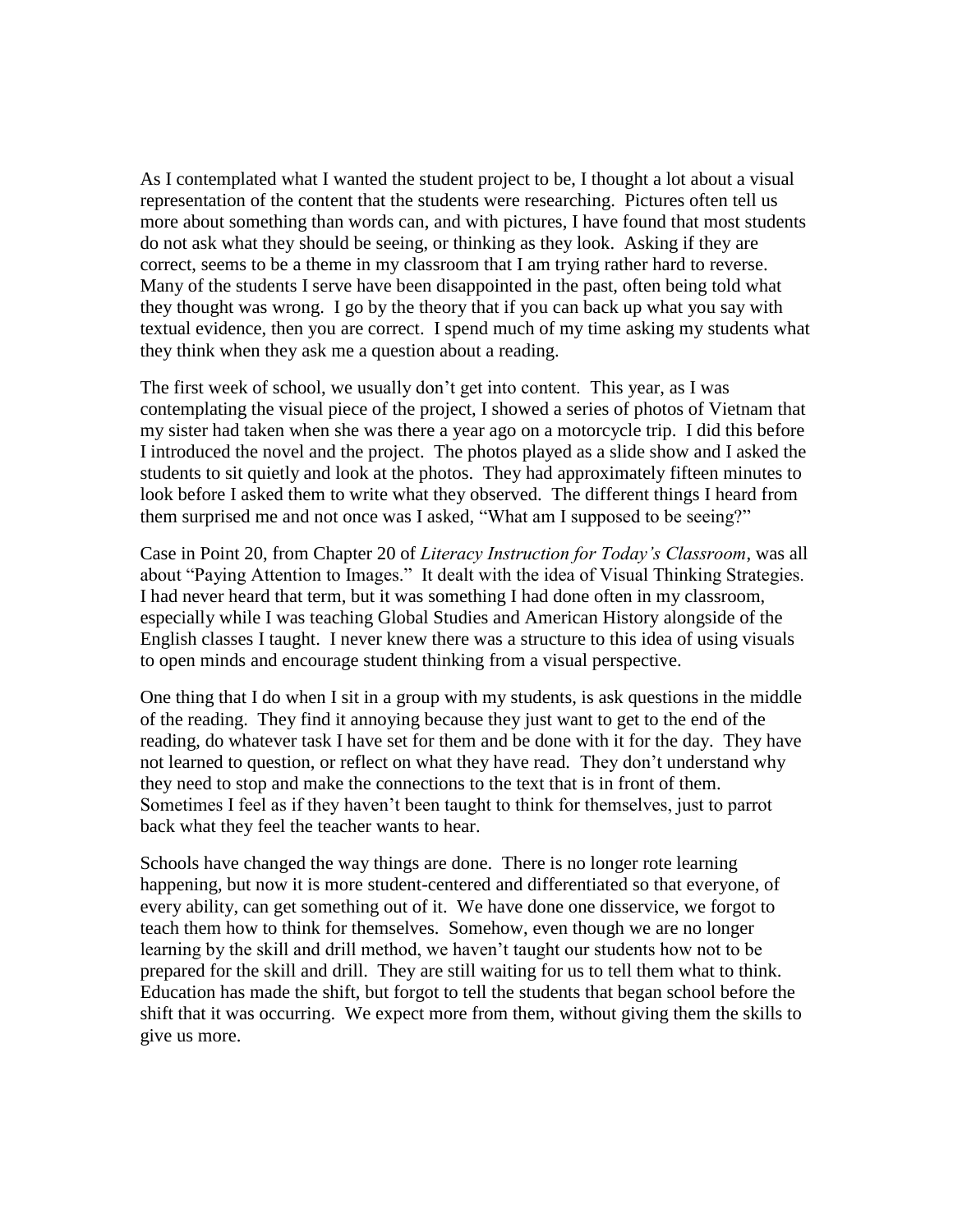As I contemplated what I wanted the student project to be, I thought a lot about a visual representation of the content that the students were researching. Pictures often tell us more about something than words can, and with pictures, I have found that most students do not ask what they should be seeing, or thinking as they look. Asking if they are correct, seems to be a theme in my classroom that I am trying rather hard to reverse. Many of the students I serve have been disappointed in the past, often being told what they thought was wrong. I go by the theory that if you can back up what you say with textual evidence, then you are correct. I spend much of my time asking my students what they think when they ask me a question about a reading.

The first week of school, we usually don't get into content. This year, as I was contemplating the visual piece of the project, I showed a series of photos of Vietnam that my sister had taken when she was there a year ago on a motorcycle trip. I did this before I introduced the novel and the project. The photos played as a slide show and I asked the students to sit quietly and look at the photos. They had approximately fifteen minutes to look before I asked them to write what they observed. The different things I heard from them surprised me and not once was I asked, "What am I supposed to be seeing?"

Case in Point 20, from Chapter 20 of *Literacy Instruction for Today's Classroom*, was all about "Paying Attention to Images." It dealt with the idea of Visual Thinking Strategies. I had never heard that term, but it was something I had done often in my classroom, especially while I was teaching Global Studies and American History alongside of the English classes I taught. I never knew there was a structure to this idea of using visuals to open minds and encourage student thinking from a visual perspective.

One thing that I do when I sit in a group with my students, is ask questions in the middle of the reading. They find it annoying because they just want to get to the end of the reading, do whatever task I have set for them and be done with it for the day. They have not learned to question, or reflect on what they have read. They don't understand why they need to stop and make the connections to the text that is in front of them. Sometimes I feel as if they haven't been taught to think for themselves, just to parrot back what they feel the teacher wants to hear.

Schools have changed the way things are done. There is no longer rote learning happening, but now it is more student-centered and differentiated so that everyone, of every ability, can get something out of it. We have done one disservice, we forgot to teach them how to think for themselves. Somehow, even though we are no longer learning by the skill and drill method, we haven't taught our students how not to be prepared for the skill and drill. They are still waiting for us to tell them what to think. Education has made the shift, but forgot to tell the students that began school before the shift that it was occurring. We expect more from them, without giving them the skills to give us more.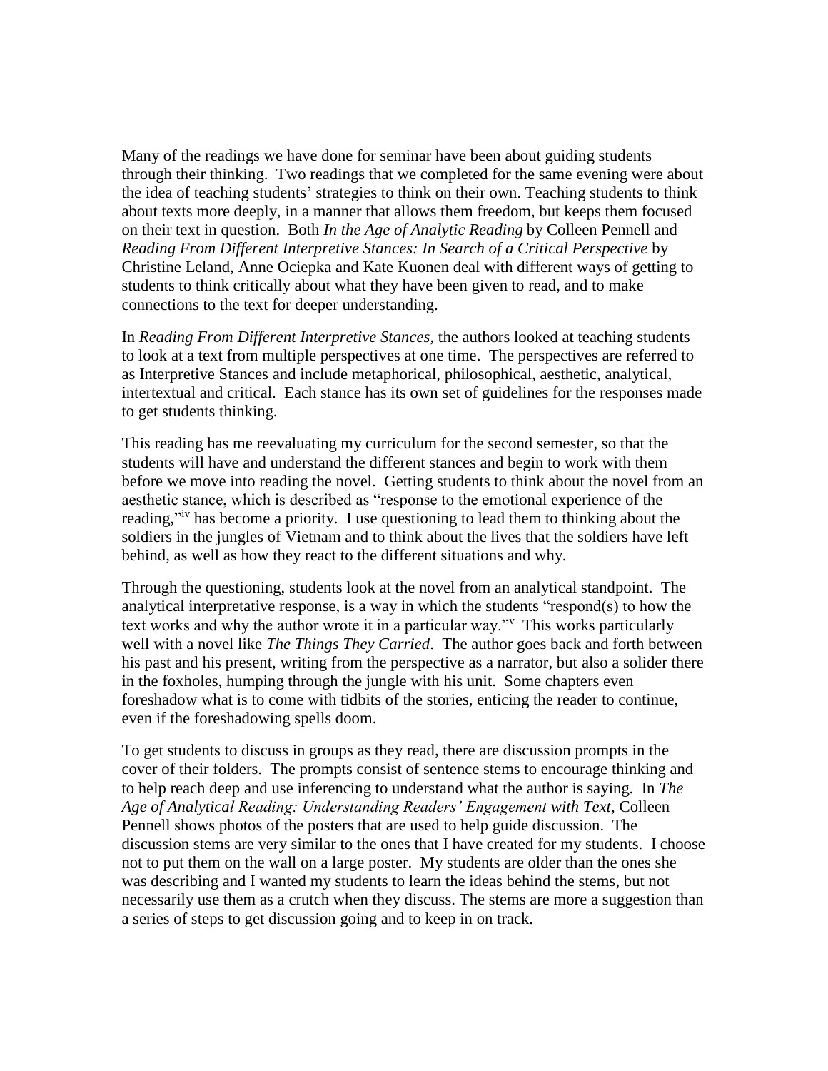Many of the readings we have done for seminar have been about guiding students through their thinking. Two readings that we completed for the same evening were about the idea of teaching students' strategies to think on their own. Teaching students to think about texts more deeply, in a manner that allows them freedom, but keeps them focused on their text in question. Both *In the Age of Analytic Reading* by Colleen Pennell and *Reading From Different Interpretive Stances: In Search of a Critical Perspective* by Christine Leland, Anne Ociepka and Kate Kuonen deal with different ways of getting to students to think critically about what they have been given to read, and to make connections to the text for deeper understanding.

In *Reading From Different Interpretive Stances*, the authors looked at teaching students to look at a text from multiple perspectives at one time. The perspectives are referred to as Interpretive Stances and include metaphorical, philosophical, aesthetic, analytical, intertextual and critical. Each stance has its own set of guidelines for the responses made to get students thinking.

This reading has me reevaluating my curriculum for the second semester, so that the students will have and understand the different stances and begin to work with them before we move into reading the novel. Getting students to think about the novel from an aesthetic stance, which is described as "response to the emotional experience of the reading,"[iv] has become a priority. I use questioning to lead them to thinking about the soldiers in the jungles of Vietnam and to think about the lives that the soldiers have left behind, as well as how they react to the different situations and why.

Through the questioning, students look at the novel from an analytical standpoint. The analytical interpretative response, is a way in which the students "respond(s) to how the text works and why the author wrote it in a particular way."[v] This works particularly well with a novel like *The Things They Carried*. The author goes back and forth between his past and his present, writing from the perspective as a narrator, but also a solider there in the foxholes, humping through the jungle with his unit. Some chapters even foreshadow what is to come with tidbits of the stories, enticing the reader to continue, even if the foreshadowing spells doom.

To get students to discuss in groups as they read, there are discussion prompts in the cover of their folders. The prompts consist of sentence stems to encourage thinking and to help reach deep and use inferencing to understand what the author is saying. In *The Age of Analytical Reading: Understanding Readers' Engagement with Text*, Colleen Pennell shows photos of the posters that are used to help guide discussion. The discussion stems are very similar to the ones that I have created for my students. I choose not to put them on the wall on a large poster. My students are older than the ones she was describing and I wanted my students to learn the ideas behind the stems, but not necessarily use them as a crutch when they discuss. The stems are more a suggestion than a series of steps to get discussion going and to keep in on track.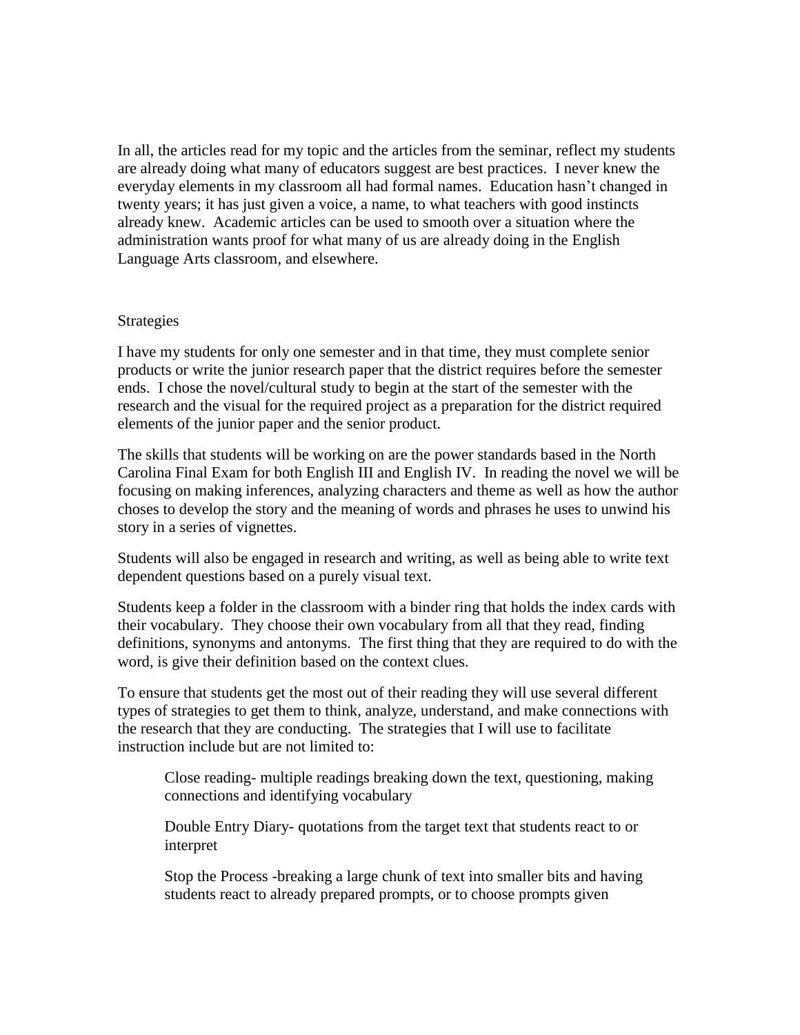In all, the articles read for my topic and the articles from the seminar, reflect my students are already doing what many of educators suggest are best practices. I never knew the everyday elements in my classroom all had formal names. Education hasn't changed in twenty years; it has just given a voice, a name, to what teachers with good instincts already knew. Academic articles can be used to smooth over a situation where the administration wants proof for what many of us are already doing in the English Language Arts classroom, and elsewhere.

## Strategies

I have my students for only one semester and in that time, they must complete senior products or write the junior research paper that the district requires before the semester ends. I chose the novel/cultural study to begin at the start of the semester with the research and the visual for the required project as a preparation for the district required elements of the junior paper and the senior product.

The skills that students will be working on are the power standards based in the North Carolina Final Exam for both English III and English IV. In reading the novel we will be focusing on making inferences, analyzing characters and theme as well as how the author choses to develop the story and the meaning of words and phrases he uses to unwind his story in a series of vignettes.

Students will also be engaged in research and writing, as well as being able to write text dependent questions based on a purely visual text.

Students keep a folder in the classroom with a binder ring that holds the index cards with their vocabulary. They choose their own vocabulary from all that they read, finding definitions, synonyms and antonyms. The first thing that they are required to do with the word, is give their definition based on the context clues.

To ensure that students get the most out of their reading they will use several different types of strategies to get them to think, analyze, understand, and make connections with the research that they are conducting. The strategies that I will use to facilitate instruction include but are not limited to:

> Close reading- multiple readings breaking down the text, questioning, making connections and identifying vocabulary
>
> Double Entry Diary- quotations from the target text that students react to or interpret
>
> Stop the Process -breaking a large chunk of text into smaller bits and having students react to already prepared prompts, or to choose prompts given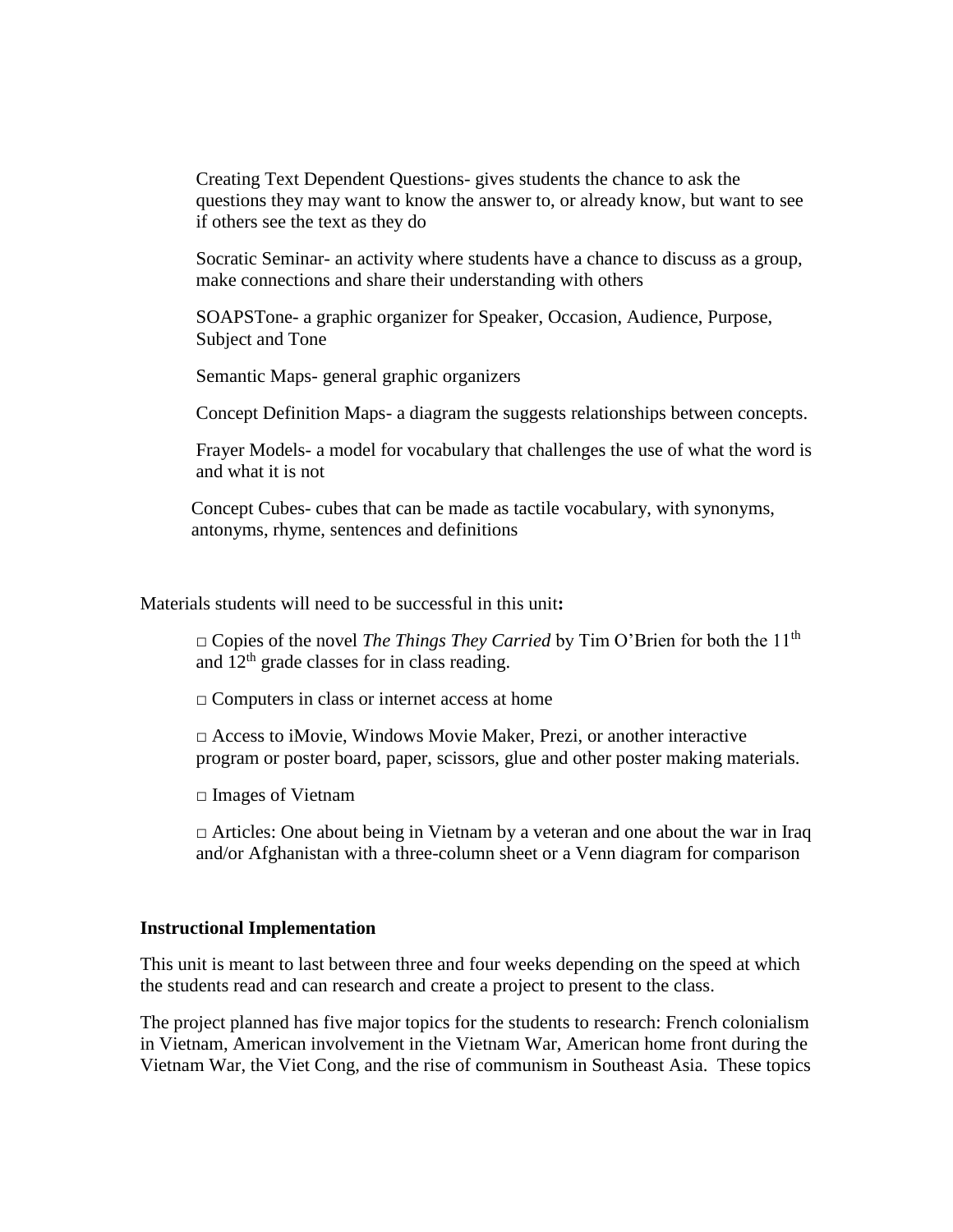Creating Text Dependent Questions- gives students the chance to ask the questions they may want to know the answer to, or already know, but want to see if others see the text as they do

Socratic Seminar- an activity where students have a chance to discuss as a group, make connections and share their understanding with others

SOAPSTone- a graphic organizer for Speaker, Occasion, Audience, Purpose, Subject and Tone

Semantic Maps- general graphic organizers

Concept Definition Maps- a diagram the suggests relationships between concepts.

Frayer Models- a model for vocabulary that challenges the use of what the word is and what it is not

Concept Cubes- cubes that can be made as tactile vocabulary, with synonyms, antonyms, rhyme, sentences and definitions

Materials students will need to be successful in this unit**:**

□ Copies of the novel *The Things They Carried* by Tim O'Brien for both the 11th and 12th grade classes for in class reading.

□ Computers in class or internet access at home

□ Access to iMovie, Windows Movie Maker, Prezi, or another interactive program or poster board, paper, scissors, glue and other poster making materials.

□ Images of Vietnam

□ Articles: One about being in Vietnam by a veteran and one about the war in Iraq and/or Afghanistan with a three-column sheet or a Venn diagram for comparison

**Instructional Implementation**

This unit is meant to last between three and four weeks depending on the speed at which the students read and can research and create a project to present to the class.

The project planned has five major topics for the students to research: French colonialism in Vietnam, American involvement in the Vietnam War, American home front during the Vietnam War, the Viet Cong, and the rise of communism in Southeast Asia. These topics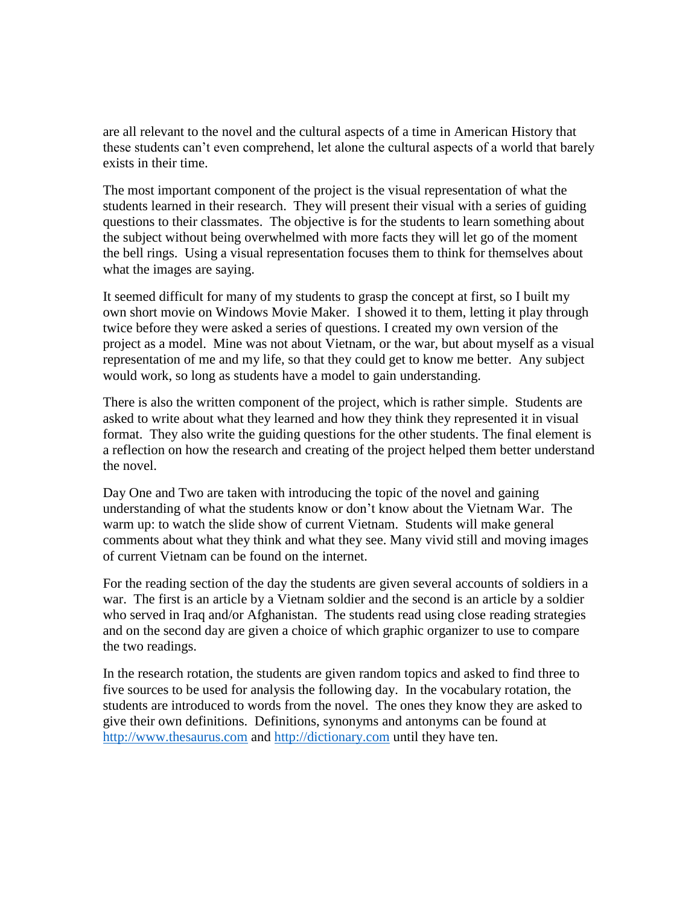are all relevant to the novel and the cultural aspects of a time in American History that these students can't even comprehend, let alone the cultural aspects of a world that barely exists in their time.

The most important component of the project is the visual representation of what the students learned in their research. They will present their visual with a series of guiding questions to their classmates. The objective is for the students to learn something about the subject without being overwhelmed with more facts they will let go of the moment the bell rings. Using a visual representation focuses them to think for themselves about what the images are saying.

It seemed difficult for many of my students to grasp the concept at first, so I built my own short movie on Windows Movie Maker. I showed it to them, letting it play through twice before they were asked a series of questions. I created my own version of the project as a model. Mine was not about Vietnam, or the war, but about myself as a visual representation of me and my life, so that they could get to know me better. Any subject would work, so long as students have a model to gain understanding.

There is also the written component of the project, which is rather simple. Students are asked to write about what they learned and how they think they represented it in visual format. They also write the guiding questions for the other students. The final element is a reflection on how the research and creating of the project helped them better understand the novel.

Day One and Two are taken with introducing the topic of the novel and gaining understanding of what the students know or don't know about the Vietnam War. The warm up: to watch the slide show of current Vietnam. Students will make general comments about what they think and what they see. Many vivid still and moving images of current Vietnam can be found on the internet.

For the reading section of the day the students are given several accounts of soldiers in a war. The first is an article by a Vietnam soldier and the second is an article by a soldier who served in Iraq and/or Afghanistan. The students read using close reading strategies and on the second day are given a choice of which graphic organizer to use to compare the two readings.

In the research rotation, the students are given random topics and asked to find three to five sources to be used for analysis the following day. In the vocabulary rotation, the students are introduced to words from the novel. The ones they know they are asked to give their own definitions. Definitions, synonyms and antonyms can be found at [http://www.thesaurus.com](http://www.thesaurus.com) and [http://dictionary.com](http://dictionary.com) until they have ten.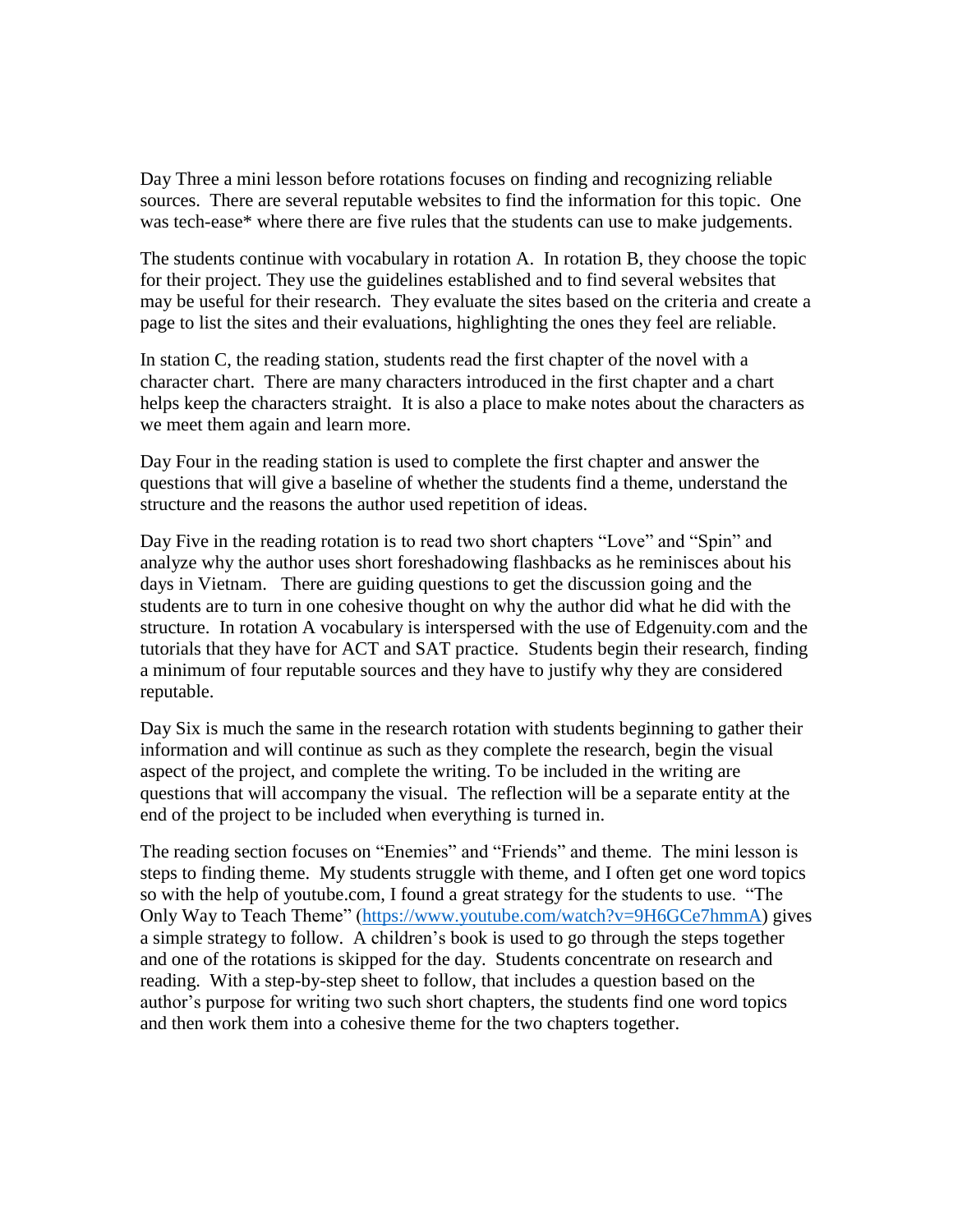Day Three a mini lesson before rotations focuses on finding and recognizing reliable sources. There are several reputable websites to find the information for this topic. One was tech-ease* where there are five rules that the students can use to make judgements.

The students continue with vocabulary in rotation A. In rotation B, they choose the topic for their project. They use the guidelines established and to find several websites that may be useful for their research. They evaluate the sites based on the criteria and create a page to list the sites and their evaluations, highlighting the ones they feel are reliable.

In station C, the reading station, students read the first chapter of the novel with a character chart. There are many characters introduced in the first chapter and a chart helps keep the characters straight. It is also a place to make notes about the characters as we meet them again and learn more.

Day Four in the reading station is used to complete the first chapter and answer the questions that will give a baseline of whether the students find a theme, understand the structure and the reasons the author used repetition of ideas.

Day Five in the reading rotation is to read two short chapters "Love" and "Spin" and analyze why the author uses short foreshadowing flashbacks as he reminisces about his days in Vietnam. There are guiding questions to get the discussion going and the students are to turn in one cohesive thought on why the author did what he did with the structure. In rotation A vocabulary is interspersed with the use of Edgenuity.com and the tutorials that they have for ACT and SAT practice. Students begin their research, finding a minimum of four reputable sources and they have to justify why they are considered reputable.

Day Six is much the same in the research rotation with students beginning to gather their information and will continue as such as they complete the research, begin the visual aspect of the project, and complete the writing. To be included in the writing are questions that will accompany the visual. The reflection will be a separate entity at the end of the project to be included when everything is turned in.

The reading section focuses on "Enemies" and "Friends" and theme. The mini lesson is steps to finding theme. My students struggle with theme, and I often get one word topics so with the help of youtube.com, I found a great strategy for the students to use. "The Only Way to Teach Theme" (https://www.youtube.com/watch?v=9H6GCe7hmmA) gives a simple strategy to follow. A children's book is used to go through the steps together and one of the rotations is skipped for the day. Students concentrate on research and reading. With a step-by-step sheet to follow, that includes a question based on the author's purpose for writing two such short chapters, the students find one word topics and then work them into a cohesive theme for the two chapters together.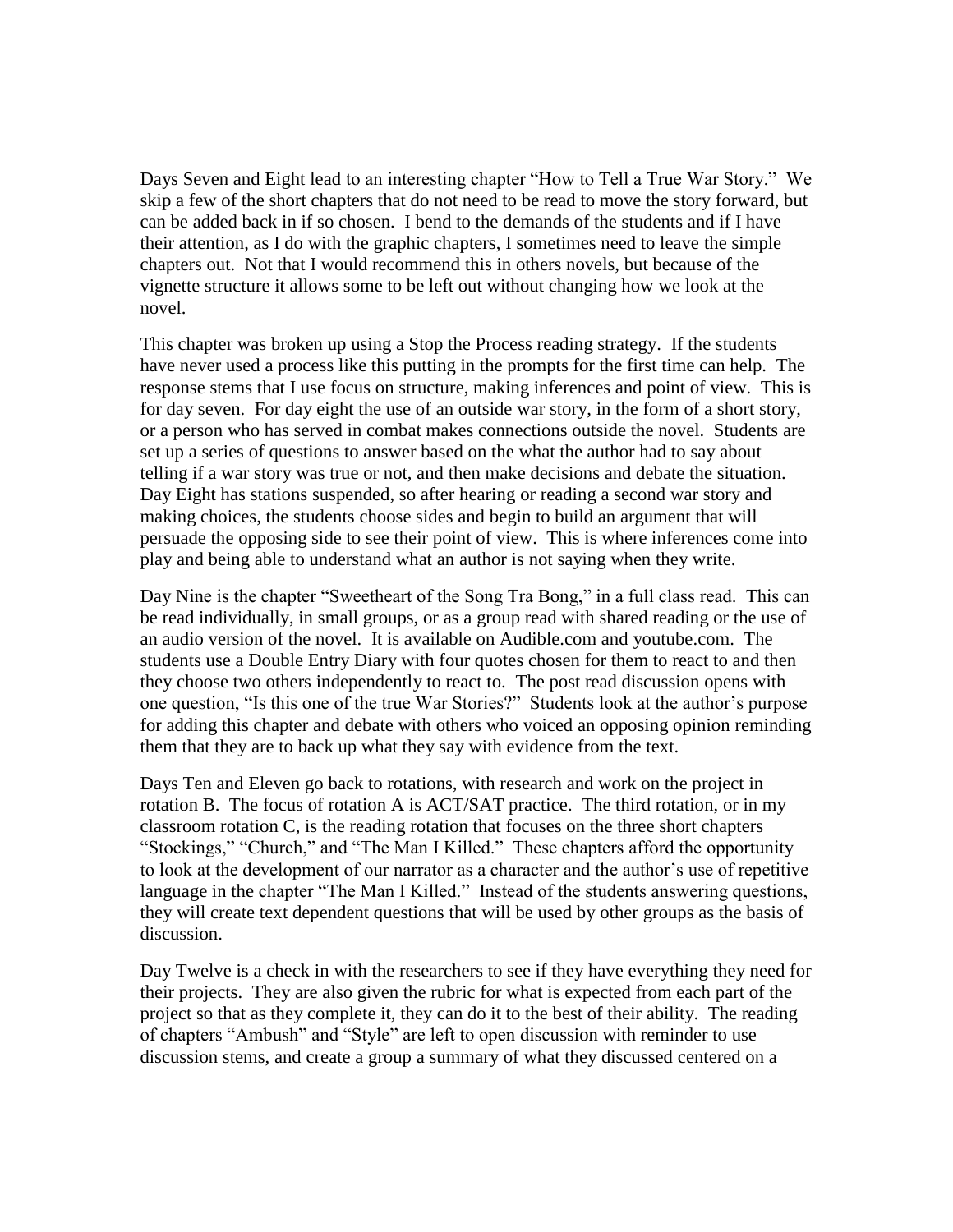Days Seven and Eight lead to an interesting chapter "How to Tell a True War Story." We skip a few of the short chapters that do not need to be read to move the story forward, but can be added back in if so chosen. I bend to the demands of the students and if I have their attention, as I do with the graphic chapters, I sometimes need to leave the simple chapters out. Not that I would recommend this in others novels, but because of the vignette structure it allows some to be left out without changing how we look at the novel.

This chapter was broken up using a Stop the Process reading strategy. If the students have never used a process like this putting in the prompts for the first time can help. The response stems that I use focus on structure, making inferences and point of view. This is for day seven. For day eight the use of an outside war story, in the form of a short story, or a person who has served in combat makes connections outside the novel. Students are set up a series of questions to answer based on the what the author had to say about telling if a war story was true or not, and then make decisions and debate the situation. Day Eight has stations suspended, so after hearing or reading a second war story and making choices, the students choose sides and begin to build an argument that will persuade the opposing side to see their point of view. This is where inferences come into play and being able to understand what an author is not saying when they write.

Day Nine is the chapter "Sweetheart of the Song Tra Bong," in a full class read. This can be read individually, in small groups, or as a group read with shared reading or the use of an audio version of the novel. It is available on Audible.com and youtube.com. The students use a Double Entry Diary with four quotes chosen for them to react to and then they choose two others independently to react to. The post read discussion opens with one question, "Is this one of the true War Stories?" Students look at the author's purpose for adding this chapter and debate with others who voiced an opposing opinion reminding them that they are to back up what they say with evidence from the text.

Days Ten and Eleven go back to rotations, with research and work on the project in rotation B. The focus of rotation A is ACT/SAT practice. The third rotation, or in my classroom rotation C, is the reading rotation that focuses on the three short chapters "Stockings," "Church," and "The Man I Killed." These chapters afford the opportunity to look at the development of our narrator as a character and the author's use of repetitive language in the chapter "The Man I Killed." Instead of the students answering questions, they will create text dependent questions that will be used by other groups as the basis of discussion.

Day Twelve is a check in with the researchers to see if they have everything they need for their projects. They are also given the rubric for what is expected from each part of the project so that as they complete it, they can do it to the best of their ability. The reading of chapters "Ambush" and "Style" are left to open discussion with reminder to use discussion stems, and create a group a summary of what they discussed centered on a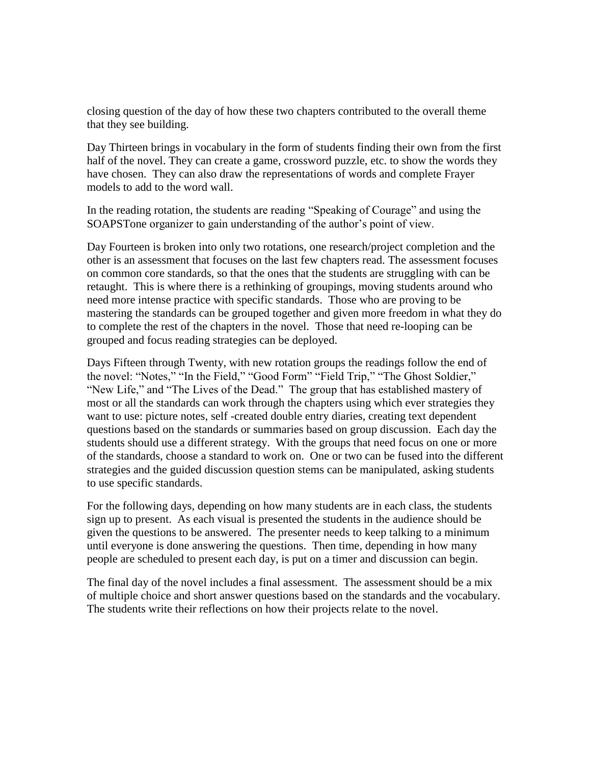closing question of the day of how these two chapters contributed to the overall theme that they see building.

Day Thirteen brings in vocabulary in the form of students finding their own from the first half of the novel. They can create a game, crossword puzzle, etc. to show the words they have chosen. They can also draw the representations of words and complete Frayer models to add to the word wall.

In the reading rotation, the students are reading "Speaking of Courage" and using the SOAPSTone organizer to gain understanding of the author's point of view.

Day Fourteen is broken into only two rotations, one research/project completion and the other is an assessment that focuses on the last few chapters read. The assessment focuses on common core standards, so that the ones that the students are struggling with can be retaught. This is where there is a rethinking of groupings, moving students around who need more intense practice with specific standards. Those who are proving to be mastering the standards can be grouped together and given more freedom in what they do to complete the rest of the chapters in the novel. Those that need re-looping can be grouped and focus reading strategies can be deployed.

Days Fifteen through Twenty, with new rotation groups the readings follow the end of the novel: "Notes," "In the Field," "Good Form" "Field Trip," "The Ghost Soldier," "New Life," and "The Lives of the Dead." The group that has established mastery of most or all the standards can work through the chapters using which ever strategies they want to use: picture notes, self -created double entry diaries, creating text dependent questions based on the standards or summaries based on group discussion. Each day the students should use a different strategy. With the groups that need focus on one or more of the standards, choose a standard to work on. One or two can be fused into the different strategies and the guided discussion question stems can be manipulated, asking students to use specific standards.

For the following days, depending on how many students are in each class, the students sign up to present. As each visual is presented the students in the audience should be given the questions to be answered. The presenter needs to keep talking to a minimum until everyone is done answering the questions. Then time, depending in how many people are scheduled to present each day, is put on a timer and discussion can begin.

The final day of the novel includes a final assessment. The assessment should be a mix of multiple choice and short answer questions based on the standards and the vocabulary. The students write their reflections on how their projects relate to the novel.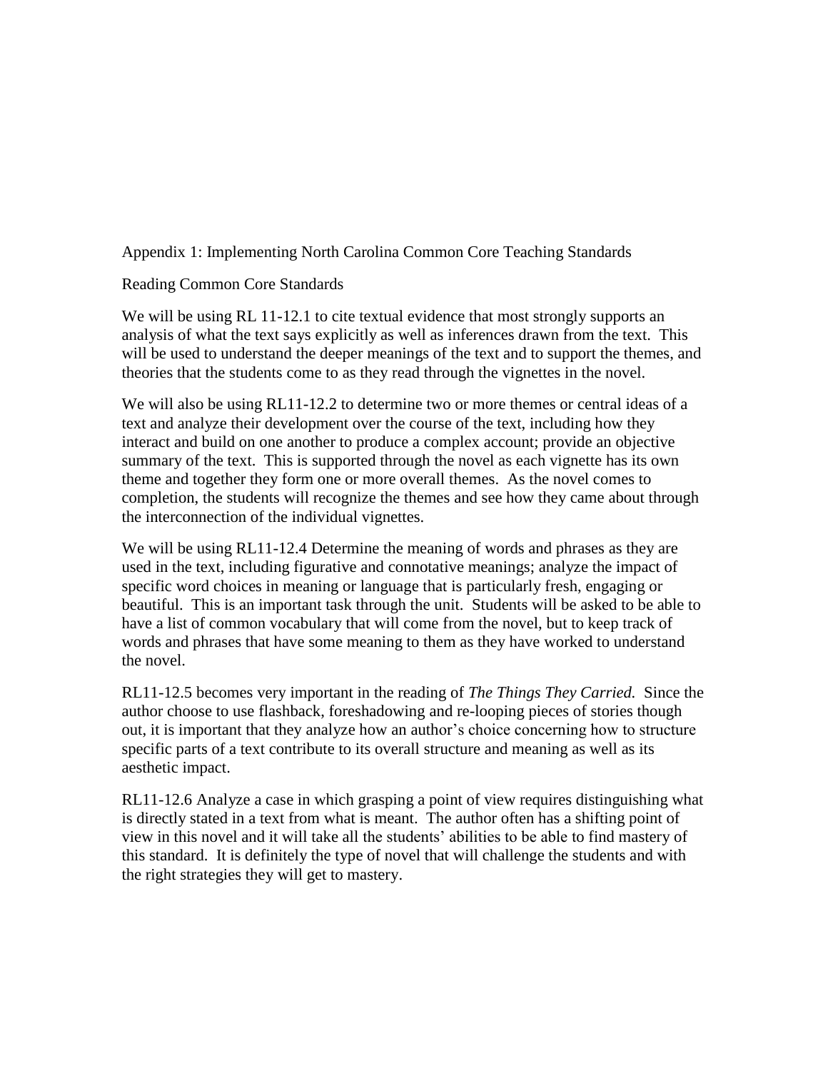Appendix 1: Implementing North Carolina Common Core Teaching Standards

Reading Common Core Standards

We will be using RL 11-12.1 to cite textual evidence that most strongly supports an analysis of what the text says explicitly as well as inferences drawn from the text. This will be used to understand the deeper meanings of the text and to support the themes, and theories that the students come to as they read through the vignettes in the novel.

We will also be using RL11-12.2 to determine two or more themes or central ideas of a text and analyze their development over the course of the text, including how they interact and build on one another to produce a complex account; provide an objective summary of the text. This is supported through the novel as each vignette has its own theme and together they form one or more overall themes. As the novel comes to completion, the students will recognize the themes and see how they came about through the interconnection of the individual vignettes.

We will be using RL11-12.4 Determine the meaning of words and phrases as they are used in the text, including figurative and connotative meanings; analyze the impact of specific word choices in meaning or language that is particularly fresh, engaging or beautiful. This is an important task through the unit. Students will be asked to be able to have a list of common vocabulary that will come from the novel, but to keep track of words and phrases that have some meaning to them as they have worked to understand the novel.

RL11-12.5 becomes very important in the reading of *The Things They Carried.* Since the author choose to use flashback, foreshadowing and re-looping pieces of stories though out, it is important that they analyze how an author's choice concerning how to structure specific parts of a text contribute to its overall structure and meaning as well as its aesthetic impact.

RL11-12.6 Analyze a case in which grasping a point of view requires distinguishing what is directly stated in a text from what is meant. The author often has a shifting point of view in this novel and it will take all the students' abilities to be able to find mastery of this standard. It is definitely the type of novel that will challenge the students and with the right strategies they will get to mastery.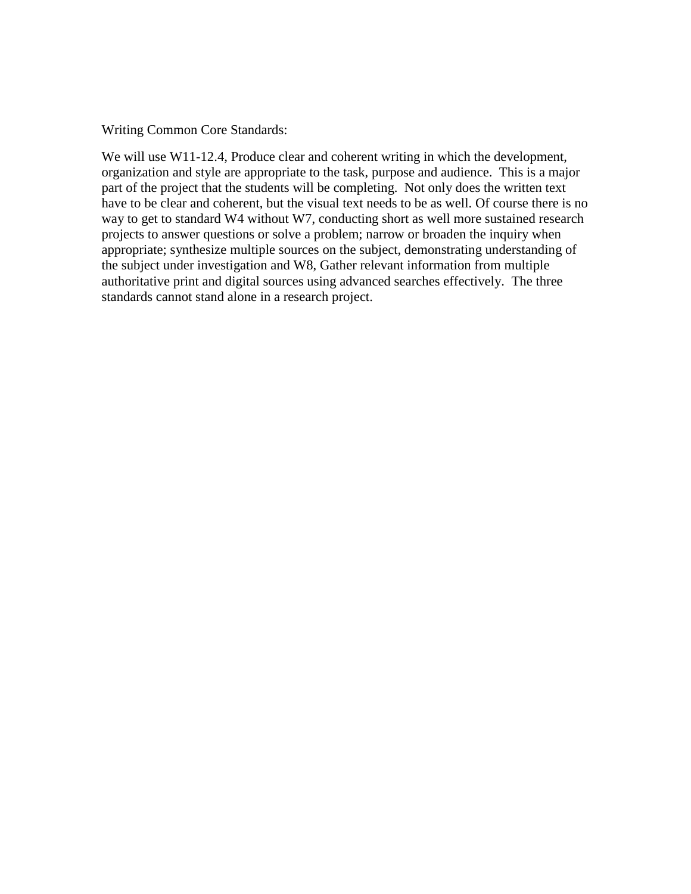Writing Common Core Standards:

We will use W11-12.4, Produce clear and coherent writing in which the development, organization and style are appropriate to the task, purpose and audience. This is a major part of the project that the students will be completing. Not only does the written text have to be clear and coherent, but the visual text needs to be as well. Of course there is no way to get to standard W4 without W7, conducting short as well more sustained research projects to answer questions or solve a problem; narrow or broaden the inquiry when appropriate; synthesize multiple sources on the subject, demonstrating understanding of the subject under investigation and W8, Gather relevant information from multiple authoritative print and digital sources using advanced searches effectively. The three standards cannot stand alone in a research project.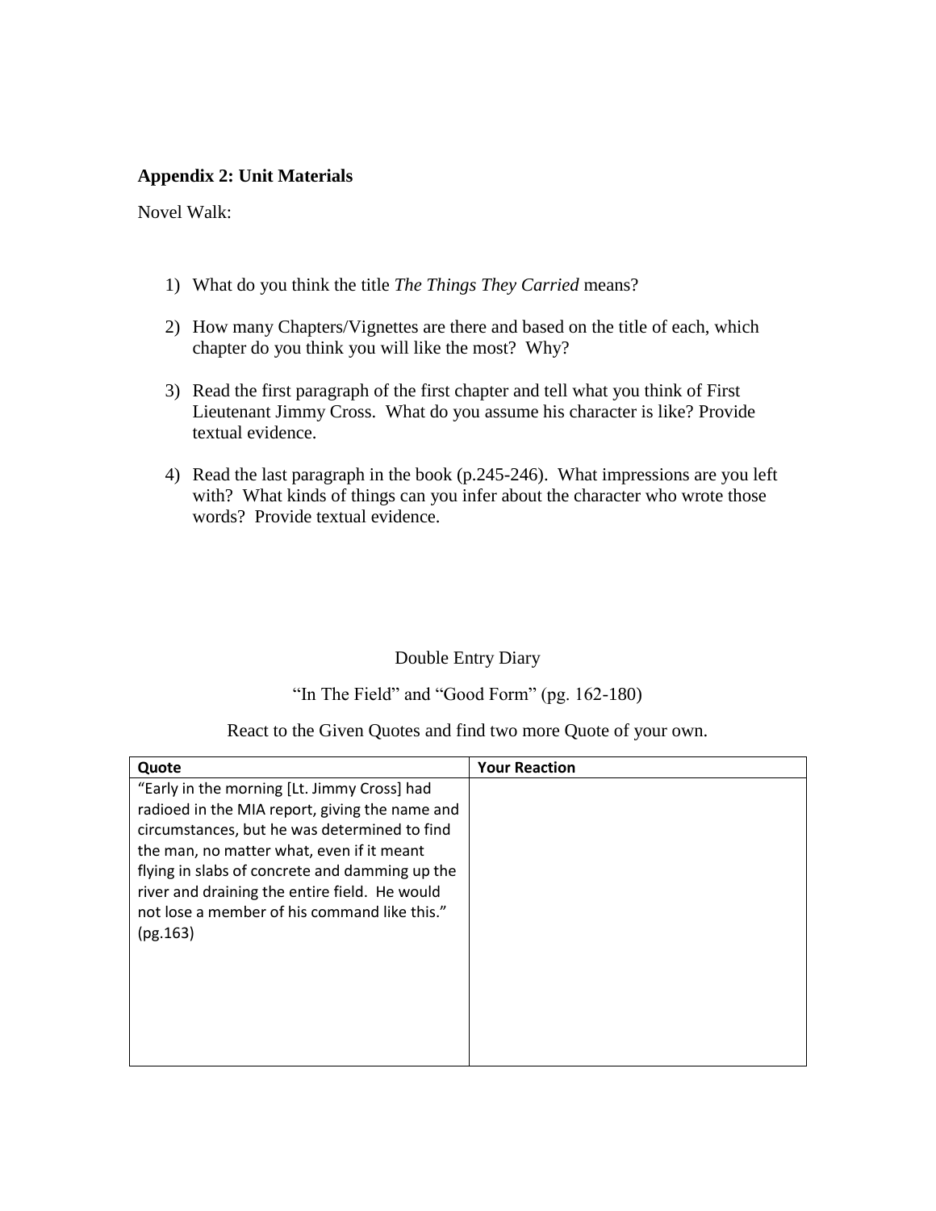**Appendix 2: Unit Materials**

Novel Walk:

1) What do you think the title *The Things They Carried* means?

2) How many Chapters/Vignettes are there and based on the title of each, which chapter do you think you will like the most? Why?

3) Read the first paragraph of the first chapter and tell what you think of First Lieutenant Jimmy Cross. What do you assume his character is like? Provide textual evidence.

4) Read the last paragraph in the book (p.245-246). What impressions are you left with? What kinds of things can you infer about the character who wrote those words? Provide textual evidence.

Double Entry Diary

"In The Field" and "Good Form" (pg. 162-180)

React to the Given Quotes and find two more Quote of your own.

| Quote | Your Reaction |
| --- | --- |
| "Early in the morning [Lt. Jimmy Cross] had radioed in the MIA report, giving the name and circumstances, but he was determined to find the man, no matter what, even if it meant flying in slabs of concrete and damming up the river and draining the entire field. He would not lose a member of his command like this." (pg.163) | |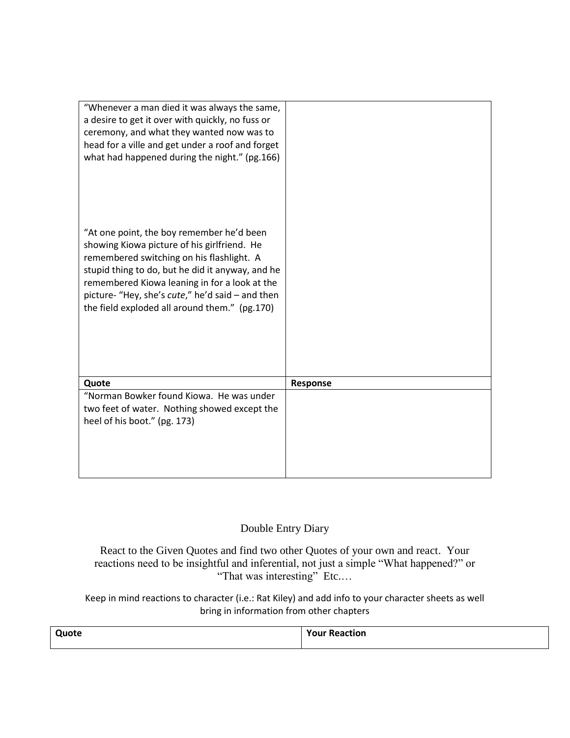| | |
|---|---|
| "Whenever a man died it was always the same, a desire to get it over with quickly, no fuss or ceremony, and what they wanted now was to head for a ville and get under a roof and forget what had happened during the night." (pg.166)<br><br>"At one point, the boy remember he'd been showing Kiowa picture of his girlfriend. He remembered switching on his flashlight. A stupid thing to do, but he did it anyway, and he remembered Kiowa leaning in for a look at the picture- "Hey, she's *cute*," he'd said – and then the field exploded all around them." (pg.170) | |
| **Quote** | **Response** |
| "Norman Bowker found Kiowa. He was under two feet of water. Nothing showed except the heel of his boot." (pg. 173) | |

Double Entry Diary

React to the Given Quotes and find two other Quotes of your own and react. Your reactions need to be insightful and inferential, not just a simple "What happened?" or "That was interesting" Etc.…

Keep in mind reactions to character (i.e.: Rat Kiley) and add info to your character sheets as well bring in information from other chapters

| Quote | Your Reaction |
|---|---|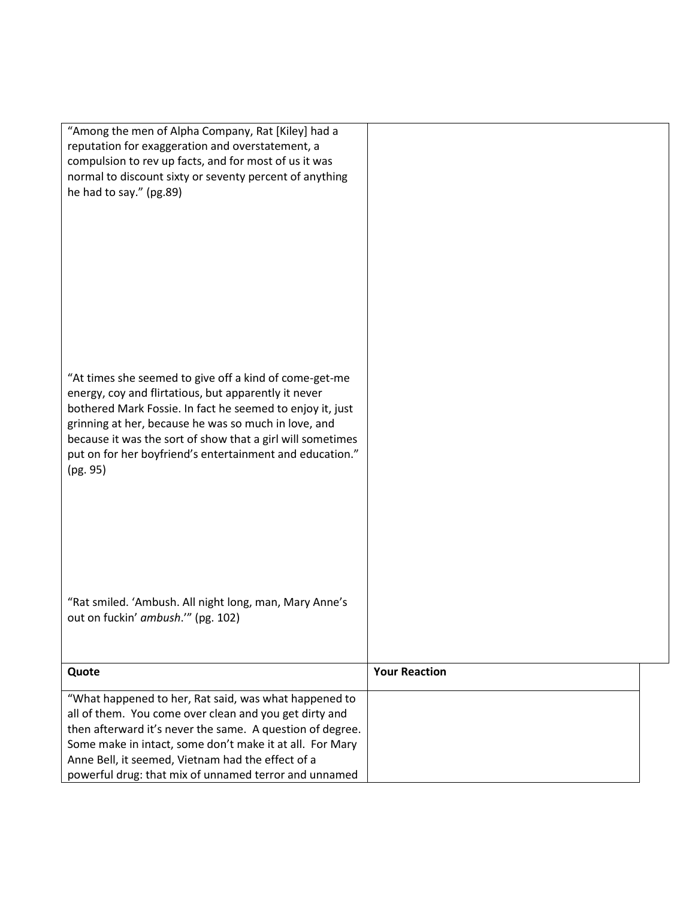| | |
|---|---|
| "Among the men of Alpha Company, Rat [Kiley] had a reputation for exaggeration and overstatement, a compulsion to rev up facts, and for most of us it was normal to discount sixty or seventy percent of anything he had to say." (pg.89) | |
| "At times she seemed to give off a kind of come-get-me energy, coy and flirtatious, but apparently it never bothered Mark Fossie. In fact he seemed to enjoy it, just grinning at her, because he was so much in love, and because it was the sort of show that a girl will sometimes put on for her boyfriend's entertainment and education." (pg. 95) | |
| "Rat smiled. 'Ambush. All night long, man, Mary Anne's out on fuckin' *ambush*.'" (pg. 102) | |

| **Quote** | **Your Reaction** |
|---|---|
| "What happened to her, Rat said, was what happened to all of them. You come over clean and you get dirty and then afterward it's never the same. A question of degree. Some make in intact, some don't make it at all. For Mary Anne Bell, it seemed, Vietnam had the effect of a powerful drug: that mix of unnamed terror and unnamed | |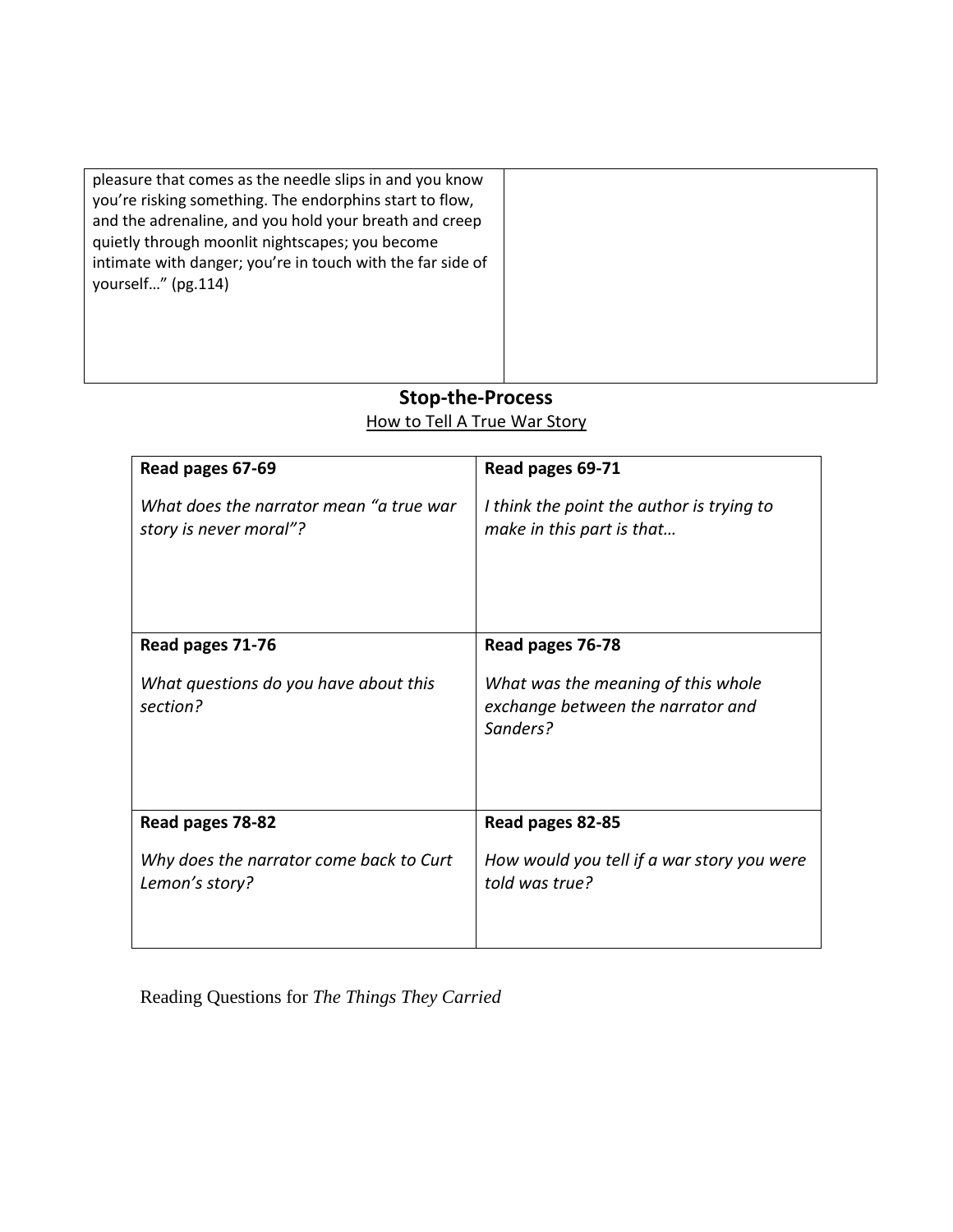| pleasure that comes as the needle slips in and you know you're risking something. The endorphins start to flow, and the adrenaline, and you hold your breath and creep quietly through moonlit nightscapes; you become intimate with danger; you're in touch with the far side of yourself…" (pg.114) | |
|---|---|

**Stop-the-Process**

How to Tell A True War Story

| **Read pages 67-69**<br><br>*What does the narrator mean "a true war story is never moral"?* | **Read pages 69-71**<br><br>*I think the point the author is trying to make in this part is that…* |
|---|---|
| **Read pages 71-76**<br><br>*What questions do you have about this section?* | **Read pages 76-78**<br><br>*What was the meaning of this whole exchange between the narrator and Sanders?* |
| **Read pages 78-82**<br><br>*Why does the narrator come back to Curt Lemon's story?* | **Read pages 82-85**<br><br>*How would you tell if a war story you were told was true?* |

Reading Questions for *The Things They Carried*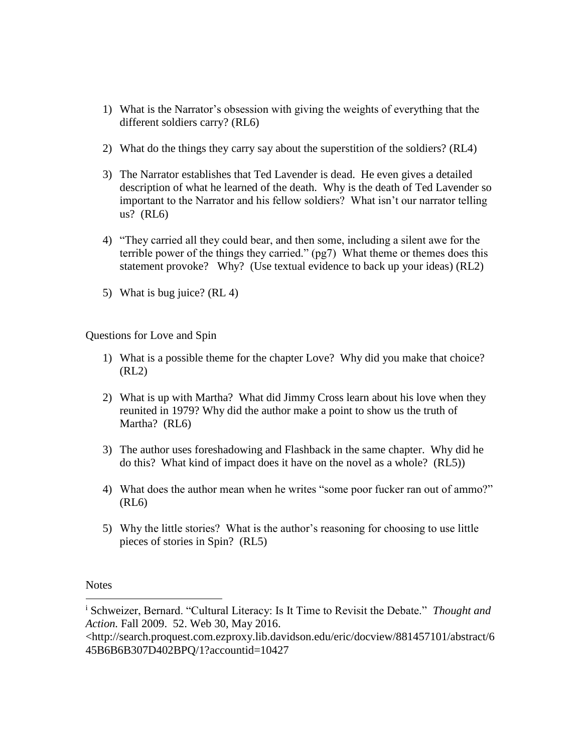1) What is the Narrator's obsession with giving the weights of everything that the different soldiers carry? (RL6)

2) What do the things they carry say about the superstition of the soldiers? (RL4)

3) The Narrator establishes that Ted Lavender is dead. He even gives a detailed description of what he learned of the death. Why is the death of Ted Lavender so important to the Narrator and his fellow soldiers? What isn't our narrator telling us? (RL6)

4) "They carried all they could bear, and then some, including a silent awe for the terrible power of the things they carried." (pg7) What theme or themes does this statement provoke? Why? (Use textual evidence to back up your ideas) (RL2)

5) What is bug juice? (RL 4)

Questions for Love and Spin

1) What is a possible theme for the chapter Love? Why did you make that choice? (RL2)

2) What is up with Martha? What did Jimmy Cross learn about his love when they reunited in 1979? Why did the author make a point to show us the truth of Martha? (RL6)

3) The author uses foreshadowing and Flashback in the same chapter. Why did he do this? What kind of impact does it have on the novel as a whole? (RL5))

4) What does the author mean when he writes "some poor fucker ran out of ammo?" (RL6)

5) Why the little stories? What is the author's reasoning for choosing to use little pieces of stories in Spin? (RL5)

Notes

---

[i] Schweizer, Bernard. "Cultural Literacy: Is It Time to Revisit the Debate." *Thought and Action.* Fall 2009. 52. Web 30, May 2016. <http://search.proquest.com.ezproxy.lib.davidson.edu/eric/docview/881457101/abstract/645B6B6B307D402BPQ/1?accountid=10427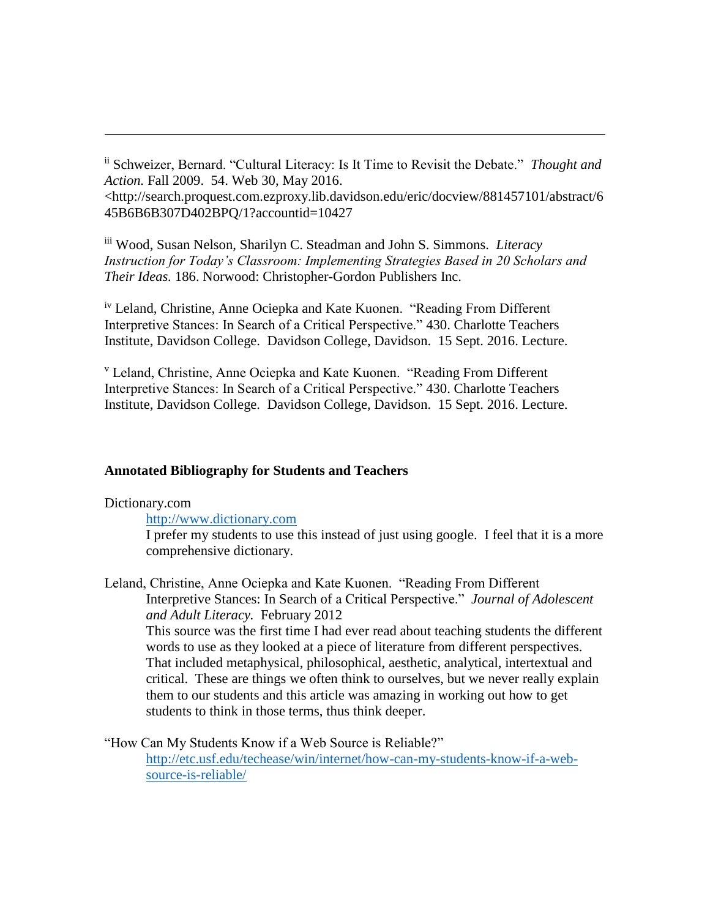---

[ii] Schweizer, Bernard. "Cultural Literacy: Is It Time to Revisit the Debate." *Thought and Action.* Fall 2009. 54. Web 30, May 2016. <http://search.proquest.com.ezproxy.lib.davidson.edu/eric/docview/881457101/abstract/645B6B6B307D402BPQ/1?accountid=10427

[iii] Wood, Susan Nelson, Sharilyn C. Steadman and John S. Simmons. *Literacy Instruction for Today's Classroom: Implementing Strategies Based in 20 Scholars and Their Ideas.* 186. Norwood: Christopher-Gordon Publishers Inc.

[iv] Leland, Christine, Anne Ociepka and Kate Kuonen. "Reading From Different Interpretive Stances: In Search of a Critical Perspective." 430. Charlotte Teachers Institute, Davidson College. Davidson College, Davidson. 15 Sept. 2016. Lecture.

[v] Leland, Christine, Anne Ociepka and Kate Kuonen. "Reading From Different Interpretive Stances: In Search of a Critical Perspective." 430. Charlotte Teachers Institute, Davidson College. Davidson College, Davidson. 15 Sept. 2016. Lecture.

**Annotated Bibliography for Students and Teachers**

Dictionary.com

http://www.dictionary.com

I prefer my students to use this instead of just using google. I feel that it is a more comprehensive dictionary.

Leland, Christine, Anne Ociepka and Kate Kuonen. "Reading From Different Interpretive Stances: In Search of a Critical Perspective." *Journal of Adolescent and Adult Literacy.* February 2012

This source was the first time I had ever read about teaching students the different words to use as they looked at a piece of literature from different perspectives. That included metaphysical, philosophical, aesthetic, analytical, intertextual and critical. These are things we often think to ourselves, but we never really explain them to our students and this article was amazing in working out how to get students to think in those terms, thus think deeper.

"How Can My Students Know if a Web Source is Reliable?"

http://etc.usf.edu/techease/win/internet/how-can-my-students-know-if-a-web-source-is-reliable/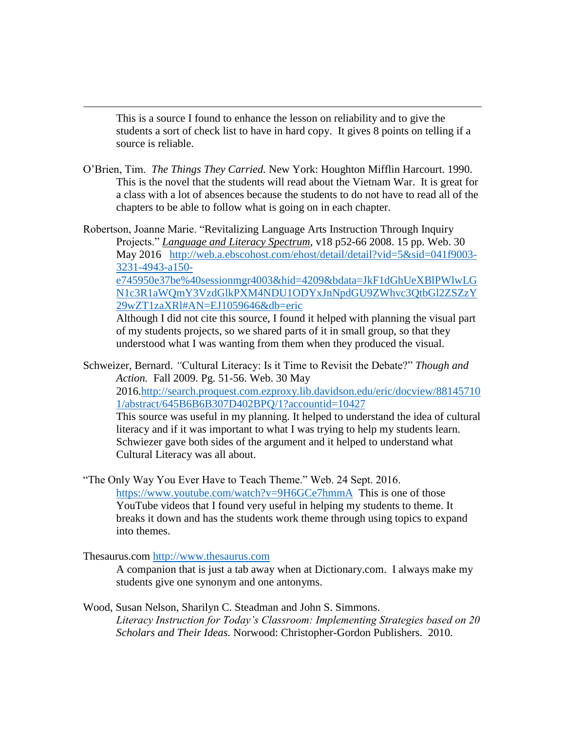---

This is a source I found to enhance the lesson on reliability and to give the students a sort of check list to have in hard copy. It gives 8 points on telling if a source is reliable.

O'Brien, Tim. *The Things They Carried.* New York: Houghton Mifflin Harcourt. 1990.
This is the novel that the students will read about the Vietnam War. It is great for a class with a lot of absences because the students to do not have to read all of the chapters to be able to follow what is going on in each chapter.

Robertson, Joanne Marie. "Revitalizing Language Arts Instruction Through Inquiry Projects." ***Language and Literacy Spectrum***, v18 p52-66 2008. 15 pp. Web. 30 May 2016 http://web.a.ebscohost.com/ehost/detail/detail?vid=5&sid=041f9003-3231-4943-a150-e745950e37be%40sessionmgr4003&hid=4209&bdata=JkF1dGhUeXBlPWlwLGN1c3R1aWQmY3VzdGlkPXM4NDU1ODYxJnNpdGU9ZWhvc3QtbGl2ZSZzY29wZT1zaXRl#AN=EJ1059646&db=eric
Although I did not cite this source, I found it helped with planning the visual part of my students projects, so we shared parts of it in small group, so that they understood what I was wanting from them when they produced the visual.

Schweizer, Bernard. "Cultural Literacy: Is it Time to Revisit the Debate?" *Though and Action.* Fall 2009. Pg. 51-56. Web. 30 May 2016.http://search.proquest.com.ezproxy.lib.davidson.edu/eric/docview/881457101/abstract/645B6B6B307D402BPQ/1?accountid=10427
This source was useful in my planning. It helped to understand the idea of cultural literacy and if it was important to what I was trying to help my students learn. Schwiezer gave both sides of the argument and it helped to understand what Cultural Literacy was all about.

"The Only Way You Ever Have to Teach Theme." Web. 24 Sept. 2016. https://www.youtube.com/watch?v=9H6GCe7hmmA This is one of those YouTube videos that I found very useful in helping my students to theme. It breaks it down and has the students work theme through using topics to expand into themes.

Thesaurus.com http://www.thesaurus.com
A companion that is just a tab away when at Dictionary.com. I always make my students give one synonym and one antonyms.

Wood, Susan Nelson, Sharilyn C. Steadman and John S. Simmons.
*Literacy Instruction for Today's Classroom: Implementing Strategies based on 20 Scholars and Their Ideas.* Norwood: Christopher-Gordon Publishers. 2010.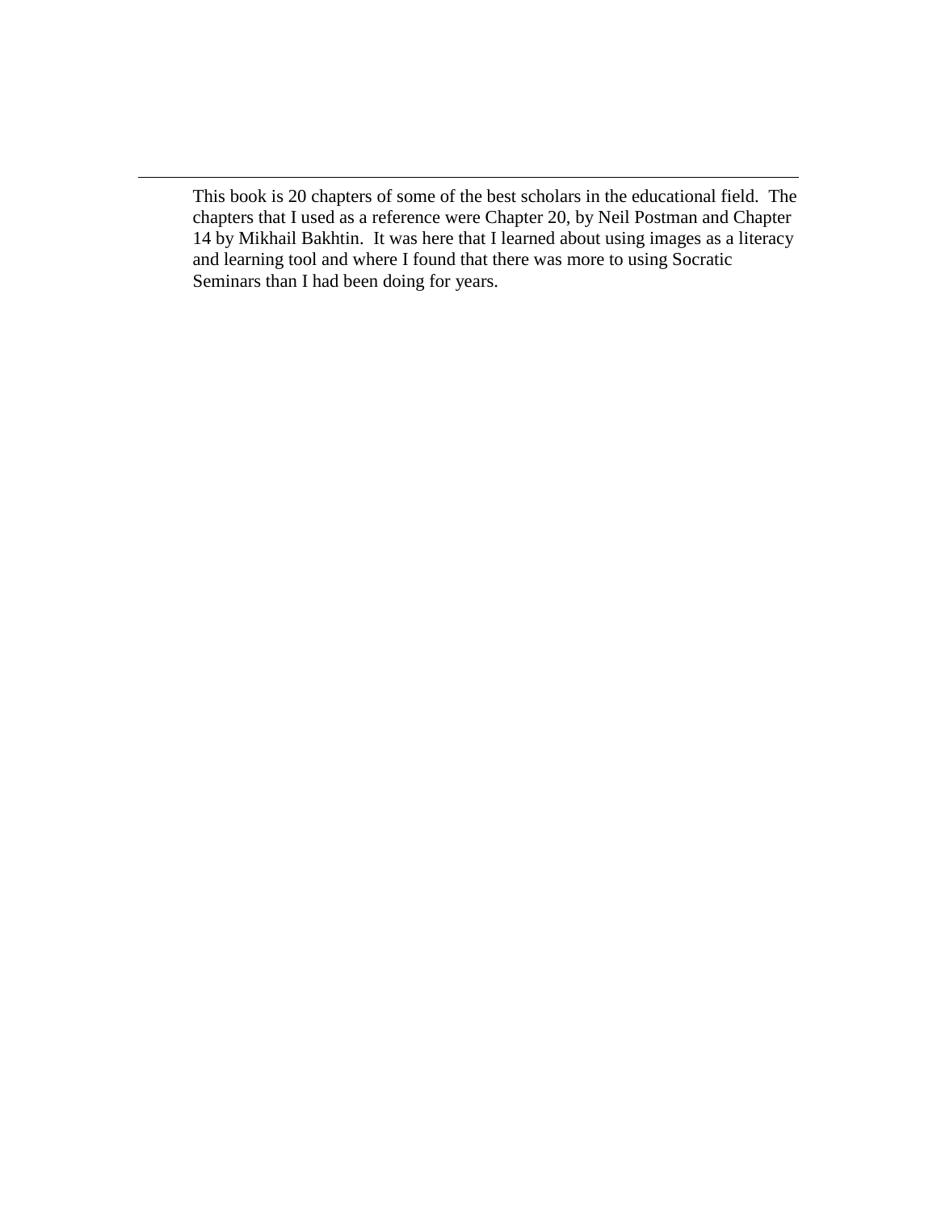---

This book is 20 chapters of some of the best scholars in the educational field. The chapters that I used as a reference were Chapter 20, by Neil Postman and Chapter 14 by Mikhail Bakhtin. It was here that I learned about using images as a literacy and learning tool and where I found that there was more to using Socratic Seminars than I had been doing for years.